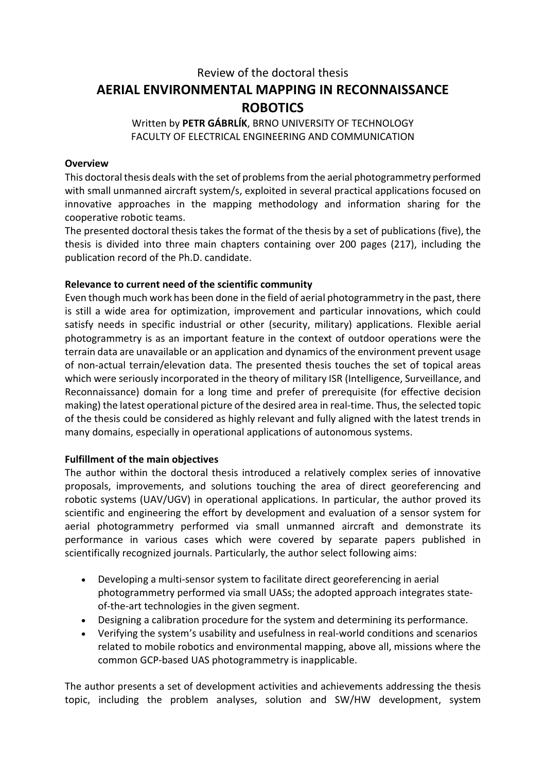Review of the doctoral thesis

# AERIAL ENVIRONMENTAL MAPPING IN RECONNAISSANCE ROBOTICS

Written by **PETR GÁBRLÍK**, BRNO UNIVERSITY OF TECHNOLOGY
FACULTY OF ELECTRICAL ENGINEERING AND COMMUNICATION

**Overview**

This doctoral thesis deals with the set of problems from the aerial photogrammetry performed with small unmanned aircraft system/s, exploited in several practical applications focused on innovative approaches in the mapping methodology and information sharing for the cooperative robotic teams.

The presented doctoral thesis takes the format of the thesis by a set of publications (five), the thesis is divided into three main chapters containing over 200 pages (217), including the publication record of the Ph.D. candidate.

**Relevance to current need of the scientific community**

Even though much work has been done in the field of aerial photogrammetry in the past, there is still a wide area for optimization, improvement and particular innovations, which could satisfy needs in specific industrial or other (security, military) applications. Flexible aerial photogrammetry is as an important feature in the context of outdoor operations were the terrain data are unavailable or an application and dynamics of the environment prevent usage of non-actual terrain/elevation data. The presented thesis touches the set of topical areas which were seriously incorporated in the theory of military ISR (Intelligence, Surveillance, and Reconnaissance) domain for a long time and prefer of prerequisite (for effective decision making) the latest operational picture of the desired area in real-time. Thus, the selected topic of the thesis could be considered as highly relevant and fully aligned with the latest trends in many domains, especially in operational applications of autonomous systems.

**Fulfillment of the main objectives**

The author within the doctoral thesis introduced a relatively complex series of innovative proposals, improvements, and solutions touching the area of direct georeferencing and robotic systems (UAV/UGV) in operational applications. In particular, the author proved its scientific and engineering the effort by development and evaluation of a sensor system for aerial photogrammetry performed via small unmanned aircraft and demonstrate its performance in various cases which were covered by separate papers published in scientifically recognized journals. Particularly, the author select following aims:

- Developing a multi-sensor system to facilitate direct georeferencing in aerial photogrammetry performed via small UASs; the adopted approach integrates state-of-the-art technologies in the given segment.
- Designing a calibration procedure for the system and determining its performance.
- Verifying the system's usability and usefulness in real-world conditions and scenarios related to mobile robotics and environmental mapping, above all, missions where the common GCP-based UAS photogrammetry is inapplicable.

The author presents a set of development activities and achievements addressing the thesis topic, including the problem analyses, solution and SW/HW development, system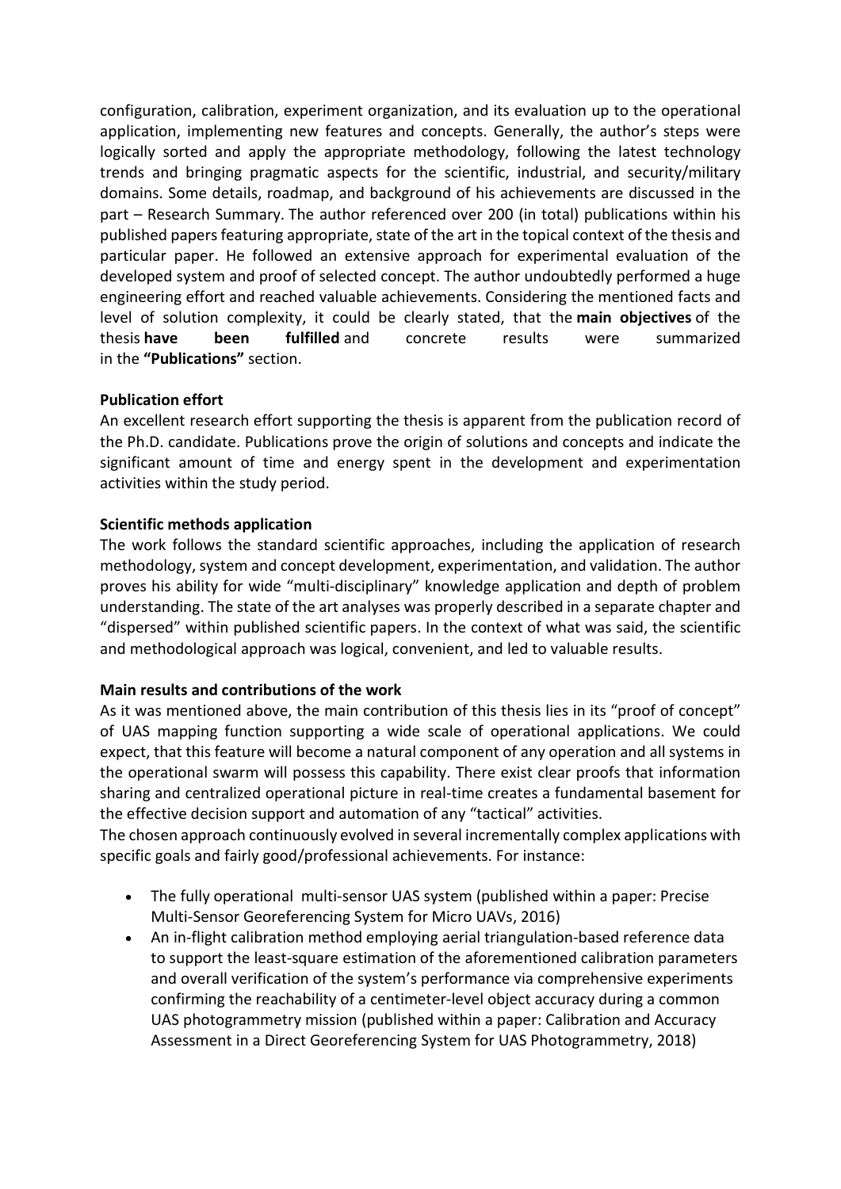configuration, calibration, experiment organization, and its evaluation up to the operational application, implementing new features and concepts. Generally, the author's steps were logically sorted and apply the appropriate methodology, following the latest technology trends and bringing pragmatic aspects for the scientific, industrial, and security/military domains. Some details, roadmap, and background of his achievements are discussed in the part – Research Summary. The author referenced over 200 (in total) publications within his published papers featuring appropriate, state of the art in the topical context of the thesis and particular paper. He followed an extensive approach for experimental evaluation of the developed system and proof of selected concept. The author undoubtedly performed a huge engineering effort and reached valuable achievements. Considering the mentioned facts and level of solution complexity, it could be clearly stated, that the **main objectives** of the thesis **have been fulfilled** and concrete results were summarized in the **"Publications"** section.

**Publication effort**

An excellent research effort supporting the thesis is apparent from the publication record of the Ph.D. candidate. Publications prove the origin of solutions and concepts and indicate the significant amount of time and energy spent in the development and experimentation activities within the study period.

**Scientific methods application**

The work follows the standard scientific approaches, including the application of research methodology, system and concept development, experimentation, and validation. The author proves his ability for wide "multi-disciplinary" knowledge application and depth of problem understanding. The state of the art analyses was properly described in a separate chapter and "dispersed" within published scientific papers. In the context of what was said, the scientific and methodological approach was logical, convenient, and led to valuable results.

**Main results and contributions of the work**

As it was mentioned above, the main contribution of this thesis lies in its "proof of concept" of UAS mapping function supporting a wide scale of operational applications. We could expect, that this feature will become a natural component of any operation and all systems in the operational swarm will possess this capability. There exist clear proofs that information sharing and centralized operational picture in real-time creates a fundamental basement for the effective decision support and automation of any "tactical" activities.

The chosen approach continuously evolved in several incrementally complex applications with specific goals and fairly good/professional achievements. For instance:

- The fully operational multi-sensor UAS system (published within a paper: Precise Multi-Sensor Georeferencing System for Micro UAVs, 2016)
- An in-flight calibration method employing aerial triangulation-based reference data to support the least-square estimation of the aforementioned calibration parameters and overall verification of the system's performance via comprehensive experiments confirming the reachability of a centimeter-level object accuracy during a common UAS photogrammetry mission (published within a paper: Calibration and Accuracy Assessment in a Direct Georeferencing System for UAS Photogrammetry, 2018)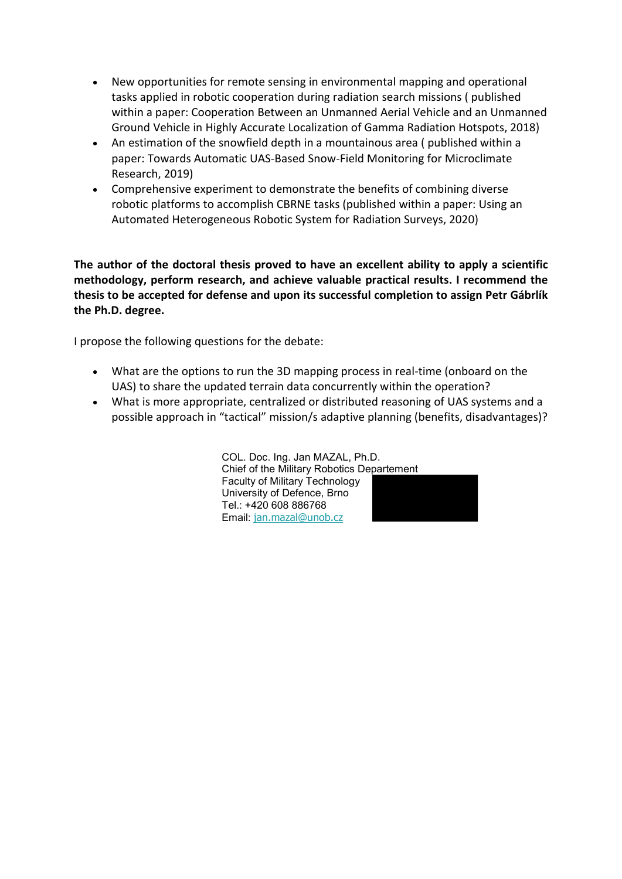- New opportunities for remote sensing in environmental mapping and operational tasks applied in robotic cooperation during radiation search missions ( published within a paper: Cooperation Between an Unmanned Aerial Vehicle and an Unmanned Ground Vehicle in Highly Accurate Localization of Gamma Radiation Hotspots, 2018)
- An estimation of the snowfield depth in a mountainous area ( published within a paper: Towards Automatic UAS-Based Snow-Field Monitoring for Microclimate Research, 2019)
- Comprehensive experiment to demonstrate the benefits of combining diverse robotic platforms to accomplish CBRNE tasks (published within a paper: Using an Automated Heterogeneous Robotic System for Radiation Surveys, 2020)

**The author of the doctoral thesis proved to have an excellent ability to apply a scientific methodology, perform research, and achieve valuable practical results. I recommend the thesis to be accepted for defense and upon its successful completion to assign Petr Gábrlík the Ph.D. degree.**

I propose the following questions for the debate:

- What are the options to run the 3D mapping process in real-time (onboard on the UAS) to share the updated terrain data concurrently within the operation?
- What is more appropriate, centralized or distributed reasoning of UAS systems and a possible approach in "tactical" mission/s adaptive planning (benefits, disadvantages)?

COL. Doc. Ing. Jan MAZAL, Ph.D.
Chief of the Military Robotics Departement
Faculty of Military Technology
University of Defence, Brno
Tel.: +420 608 886768
Email: jan.mazal@unob.cz